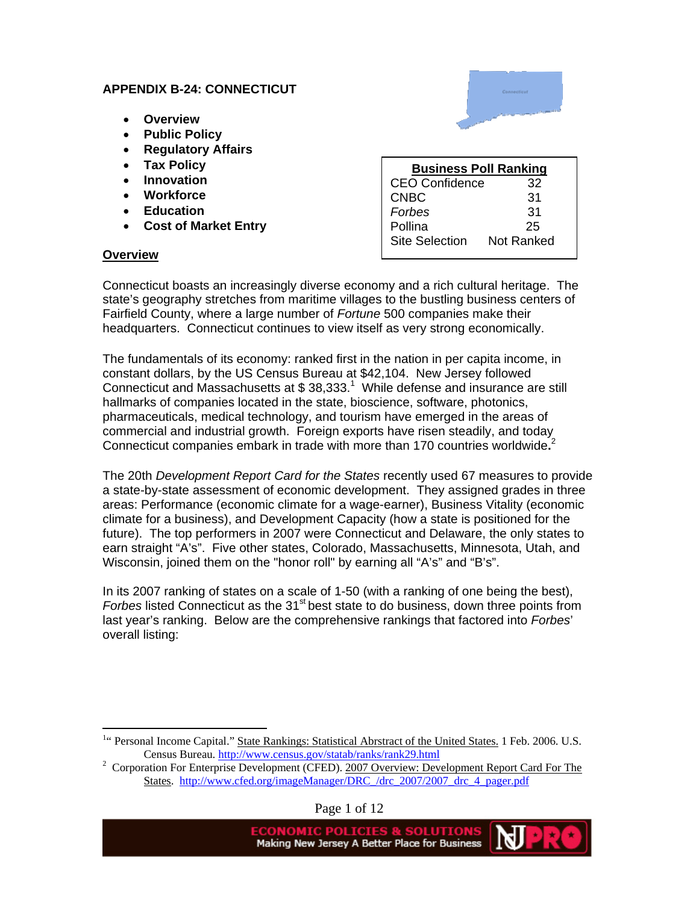## APPENDIX B-24: CONNECTICUT

- **Overview**
- **Public Policy**
- **Regulatory Affairs**
- **Tax Policy**
- **Innovation**
- **Workforce**
- **Education**
- **Cost of Market Entry**

| Business Poll Ranking | |
|---|---|
| CEO Confidence | 32 |
| CNBC | 31 |
| *Forbes* | 31 |
| Pollina | 25 |
| Site Selection | Not Ranked |

### Overview

Connecticut boasts an increasingly diverse economy and a rich cultural heritage. The state's geography stretches from maritime villages to the bustling business centers of Fairfield County, where a large number of *Fortune* 500 companies make their headquarters. Connecticut continues to view itself as very strong economically.

The fundamentals of its economy: ranked first in the nation in per capita income, in constant dollars, by the US Census Bureau at $42,104. New Jersey followed Connecticut and Massachusetts at $ 38,333.[1] While defense and insurance are still hallmarks of companies located in the state, bioscience, software, photonics, pharmaceuticals, medical technology, and tourism have emerged in the areas of commercial and industrial growth. Foreign exports have risen steadily, and today Connecticut companies embark in trade with more than 170 countries worldwide**.**[2]

The 20th *Development Report Card for the States* recently used 67 measures to provide a state-by-state assessment of economic development. They assigned grades in three areas: Performance (economic climate for a wage-earner), Business Vitality (economic climate for a business), and Development Capacity (how a state is positioned for the future). The top performers in 2007 were Connecticut and Delaware, the only states to earn straight "A's". Five other states, Colorado, Massachusetts, Minnesota, Utah, and Wisconsin, joined them on the "honor roll" by earning all "A's" and "B's".

In its 2007 ranking of states on a scale of 1-50 (with a ranking of one being the best), *Forbes* listed Connecticut as the 31st best state to do business, down three points from last year's ranking. Below are the comprehensive rankings that factored into *Forbes*' overall listing:

---

[1] " Personal Income Capital." State Rankings: Statistical Abrstract of the United States. 1 Feb. 2006. U.S. Census Bureau. http://www.census.gov/statab/ranks/rank29.html

[2] Corporation For Enterprise Development (CFED). 2007 Overview: Development Report Card For The States. http://www.cfed.org/imageManager/DRC_/drc_2007/2007_drc_4_pager.pdf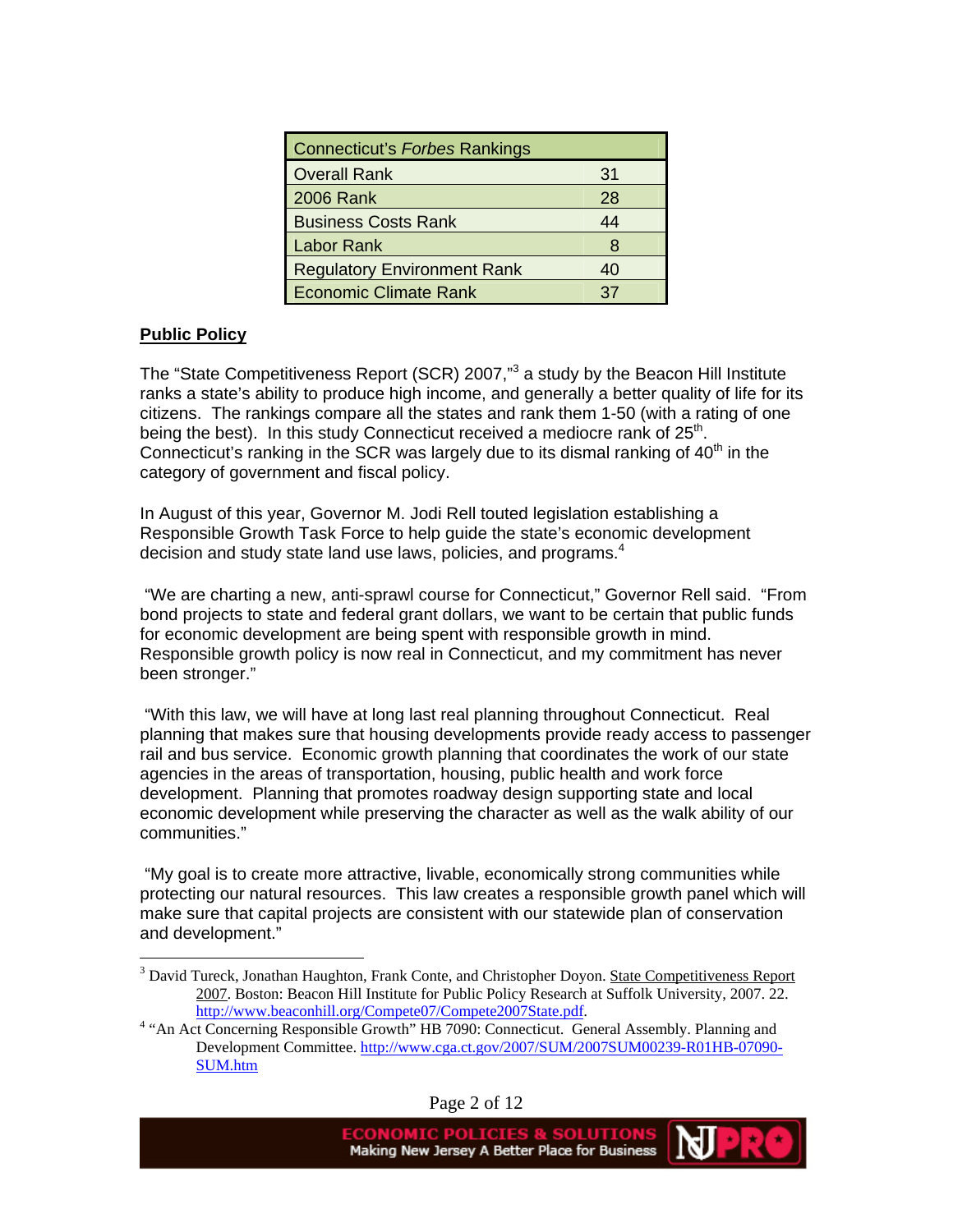| Connecticut's *Forbes* Rankings | |
|---|---|
| Overall Rank | 31 |
| 2006 Rank | 28 |
| Business Costs Rank | 44 |
| Labor Rank | 8 |
| Regulatory Environment Rank | 40 |
| Economic Climate Rank | 37 |

**Public Policy**

The "State Competitiveness Report (SCR) 2007,"[3] a study by the Beacon Hill Institute ranks a state's ability to produce high income, and generally a better quality of life for its citizens. The rankings compare all the states and rank them 1-50 (with a rating of one being the best). In this study Connecticut received a mediocre rank of 25th. Connecticut's ranking in the SCR was largely due to its dismal ranking of 40th in the category of government and fiscal policy.

In August of this year, Governor M. Jodi Rell touted legislation establishing a Responsible Growth Task Force to help guide the state's economic development decision and study state land use laws, policies, and programs.[4]

"We are charting a new, anti-sprawl course for Connecticut," Governor Rell said. "From bond projects to state and federal grant dollars, we want to be certain that public funds for economic development are being spent with responsible growth in mind. Responsible growth policy is now real in Connecticut, and my commitment has never been stronger."

"With this law, we will have at long last real planning throughout Connecticut. Real planning that makes sure that housing developments provide ready access to passenger rail and bus service. Economic growth planning that coordinates the work of our state agencies in the areas of transportation, housing, public health and work force development. Planning that promotes roadway design supporting state and local economic development while preserving the character as well as the walk ability of our communities."

"My goal is to create more attractive, livable, economically strong communities while protecting our natural resources. This law creates a responsible growth panel which will make sure that capital projects are consistent with our statewide plan of conservation and development."

---

[3] David Tureck, Jonathan Haughton, Frank Conte, and Christopher Doyon. State Competitiveness Report 2007. Boston: Beacon Hill Institute for Public Policy Research at Suffolk University, 2007. 22. http://www.beaconhill.org/Compete07/Compete2007State.pdf.

[4] "An Act Concerning Responsible Growth" HB 7090: Connecticut. General Assembly. Planning and Development Committee. http://www.cga.ct.gov/2007/SUM/2007SUM00239-R01HB-07090-SUM.htm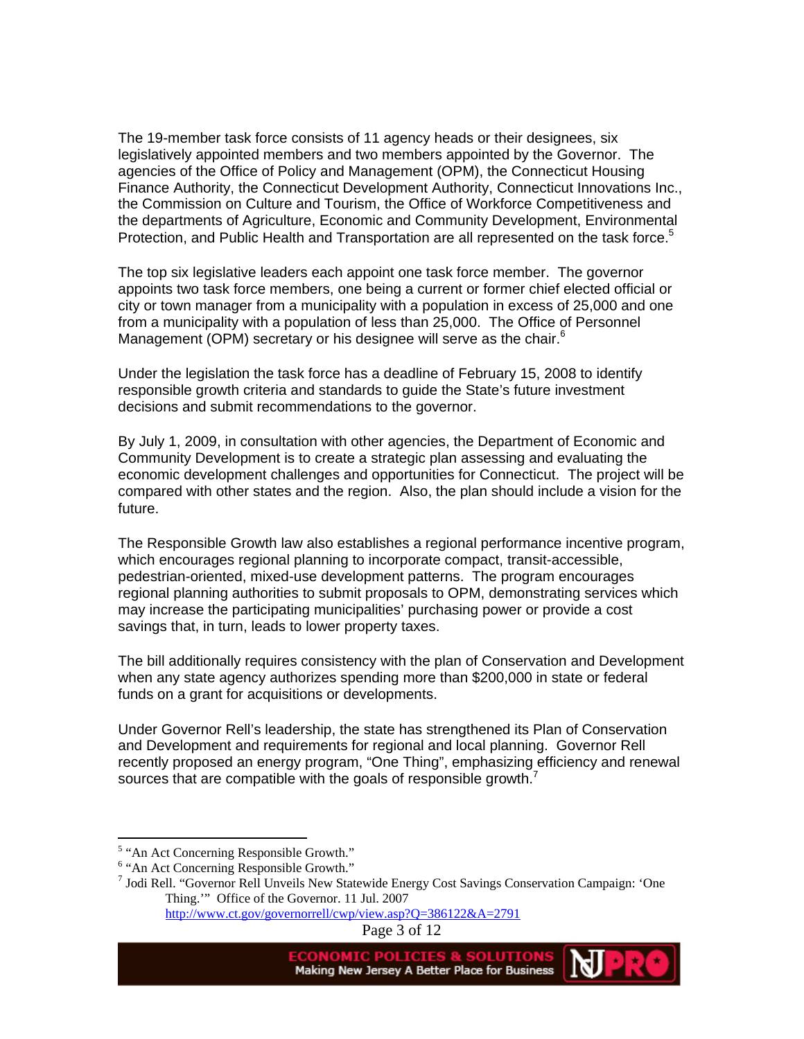The 19-member task force consists of 11 agency heads or their designees, six legislatively appointed members and two members appointed by the Governor. The agencies of the Office of Policy and Management (OPM), the Connecticut Housing Finance Authority, the Connecticut Development Authority, Connecticut Innovations Inc., the Commission on Culture and Tourism, the Office of Workforce Competitiveness and the departments of Agriculture, Economic and Community Development, Environmental Protection, and Public Health and Transportation are all represented on the task force.[5]

The top six legislative leaders each appoint one task force member. The governor appoints two task force members, one being a current or former chief elected official or city or town manager from a municipality with a population in excess of 25,000 and one from a municipality with a population of less than 25,000. The Office of Personnel Management (OPM) secretary or his designee will serve as the chair.[6]

Under the legislation the task force has a deadline of February 15, 2008 to identify responsible growth criteria and standards to guide the State's future investment decisions and submit recommendations to the governor.

By July 1, 2009, in consultation with other agencies, the Department of Economic and Community Development is to create a strategic plan assessing and evaluating the economic development challenges and opportunities for Connecticut. The project will be compared with other states and the region. Also, the plan should include a vision for the future.

The Responsible Growth law also establishes a regional performance incentive program, which encourages regional planning to incorporate compact, transit-accessible, pedestrian-oriented, mixed-use development patterns. The program encourages regional planning authorities to submit proposals to OPM, demonstrating services which may increase the participating municipalities' purchasing power or provide a cost savings that, in turn, leads to lower property taxes.

The bill additionally requires consistency with the plan of Conservation and Development when any state agency authorizes spending more than $200,000 in state or federal funds on a grant for acquisitions or developments.

Under Governor Rell's leadership, the state has strengthened its Plan of Conservation and Development and requirements for regional and local planning. Governor Rell recently proposed an energy program, "One Thing", emphasizing efficiency and renewal sources that are compatible with the goals of responsible growth.[7]

---

[5] "An Act Concerning Responsible Growth."

[6] "An Act Concerning Responsible Growth."

[7] Jodi Rell. "Governor Rell Unveils New Statewide Energy Cost Savings Conservation Campaign: 'One Thing.'" Office of the Governor. 11 Jul. 2007 http://www.ct.gov/governorrell/cwp/view.asp?Q=386122&A=2791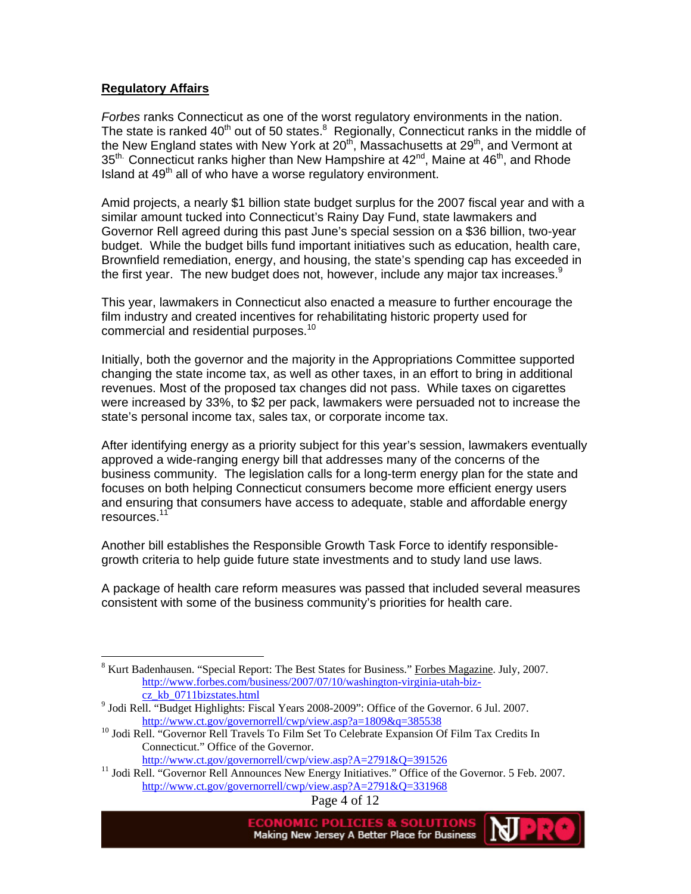## Regulatory Affairs

*Forbes* ranks Connecticut as one of the worst regulatory environments in the nation. The state is ranked 40th out of 50 states.[8] Regionally, Connecticut ranks in the middle of the New England states with New York at 20th, Massachusetts at 29th, and Vermont at 35th. Connecticut ranks higher than New Hampshire at 42nd, Maine at 46th, and Rhode Island at 49th all of who have a worse regulatory environment.

Amid projects, a nearly $1 billion state budget surplus for the 2007 fiscal year and with a similar amount tucked into Connecticut's Rainy Day Fund, state lawmakers and Governor Rell agreed during this past June's special session on a $36 billion, two-year budget. While the budget bills fund important initiatives such as education, health care, Brownfield remediation, energy, and housing, the state's spending cap has exceeded in the first year. The new budget does not, however, include any major tax increases.[9]

This year, lawmakers in Connecticut also enacted a measure to further encourage the film industry and created incentives for rehabilitating historic property used for commercial and residential purposes.[10]

Initially, both the governor and the majority in the Appropriations Committee supported changing the state income tax, as well as other taxes, in an effort to bring in additional revenues. Most of the proposed tax changes did not pass. While taxes on cigarettes were increased by 33%, to $2 per pack, lawmakers were persuaded not to increase the state's personal income tax, sales tax, or corporate income tax.

After identifying energy as a priority subject for this year's session, lawmakers eventually approved a wide-ranging energy bill that addresses many of the concerns of the business community. The legislation calls for a long-term energy plan for the state and focuses on both helping Connecticut consumers become more efficient energy users and ensuring that consumers have access to adequate, stable and affordable energy resources.[11]

Another bill establishes the Responsible Growth Task Force to identify responsible-growth criteria to help guide future state investments and to study land use laws.

A package of health care reform measures was passed that included several measures consistent with some of the business community's priorities for health care.

---

[8] Kurt Badenhausen. "Special Report: The Best States for Business." Forbes Magazine. July, 2007. http://www.forbes.com/business/2007/07/10/washington-virginia-utah-biz-cz_kb_0711bizstates.html

[9] Jodi Rell. "Budget Highlights: Fiscal Years 2008-2009": Office of the Governor. 6 Jul. 2007. http://www.ct.gov/governorrell/cwp/view.asp?a=1809&q=385538

[10] Jodi Rell. "Governor Rell Travels To Film Set To Celebrate Expansion Of Film Tax Credits In Connecticut." Office of the Governor. http://www.ct.gov/governorrell/cwp/view.asp?A=2791&Q=391526

[11] Jodi Rell. "Governor Rell Announces New Energy Initiatives." Office of the Governor. 5 Feb. 2007. http://www.ct.gov/governorrell/cwp/view.asp?A=2791&Q=331968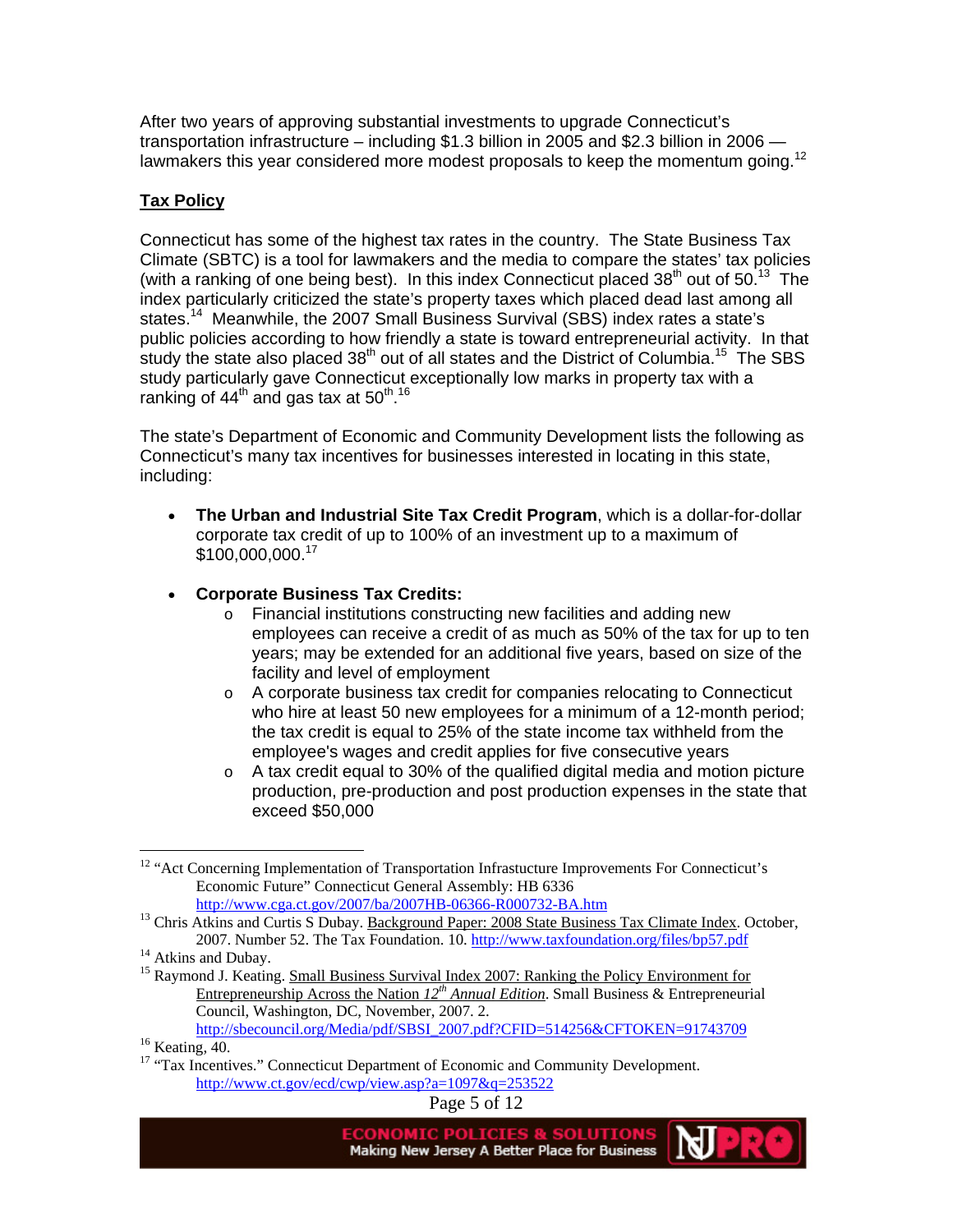After two years of approving substantial investments to upgrade Connecticut's transportation infrastructure – including $1.3 billion in 2005 and $2.3 billion in 2006 — lawmakers this year considered more modest proposals to keep the momentum going.[12]

**Tax Policy**

Connecticut has some of the highest tax rates in the country. The State Business Tax Climate (SBTC) is a tool for lawmakers and the media to compare the states' tax policies (with a ranking of one being best). In this index Connecticut placed 38th out of 50.[13] The index particularly criticized the state's property taxes which placed dead last among all states.[14] Meanwhile, the 2007 Small Business Survival (SBS) index rates a state's public policies according to how friendly a state is toward entrepreneurial activity. In that study the state also placed 38th out of all states and the District of Columbia.[15] The SBS study particularly gave Connecticut exceptionally low marks in property tax with a ranking of 44th and gas tax at 50th.[16]

The state's Department of Economic and Community Development lists the following as Connecticut's many tax incentives for businesses interested in locating in this state, including:

- **The Urban and Industrial Site Tax Credit Program**, which is a dollar-for-dollar corporate tax credit of up to 100% of an investment up to a maximum of $100,000,000.[17]
- **Corporate Business Tax Credits:**
  - Financial institutions constructing new facilities and adding new employees can receive a credit of as much as 50% of the tax for up to ten years; may be extended for an additional five years, based on size of the facility and level of employment
  - A corporate business tax credit for companies relocating to Connecticut who hire at least 50 new employees for a minimum of a 12-month period; the tax credit is equal to 25% of the state income tax withheld from the employee's wages and credit applies for five consecutive years
  - A tax credit equal to 30% of the qualified digital media and motion picture production, pre-production and post production expenses in the state that exceed $50,000

---

[12] "Act Concerning Implementation of Transportation Infrastructure Improvements For Connecticut's Economic Future" Connecticut General Assembly: HB 6336 http://www.cga.ct.gov/2007/ba/2007HB-06366-R000732-BA.htm

[13] Chris Atkins and Curtis S Dubay. Background Paper: 2008 State Business Tax Climate Index. October, 2007. Number 52. The Tax Foundation. 10. http://www.taxfoundation.org/files/bp57.pdf

[14] Atkins and Dubay.

[15] Raymond J. Keating. Small Business Survival Index 2007: Ranking the Policy Environment for Entrepreneurship Across the Nation *12th Annual Edition*. Small Business & Entrepreneurial Council, Washington, DC, November, 2007. 2. http://sbecouncil.org/Media/pdf/SBSI_2007.pdf?CFID=514256&CFTOKEN=91743709

[16] Keating, 40.

[17] "Tax Incentives." Connecticut Department of Economic and Community Development. http://www.ct.gov/ecd/cwp/view.asp?a=1097&q=253522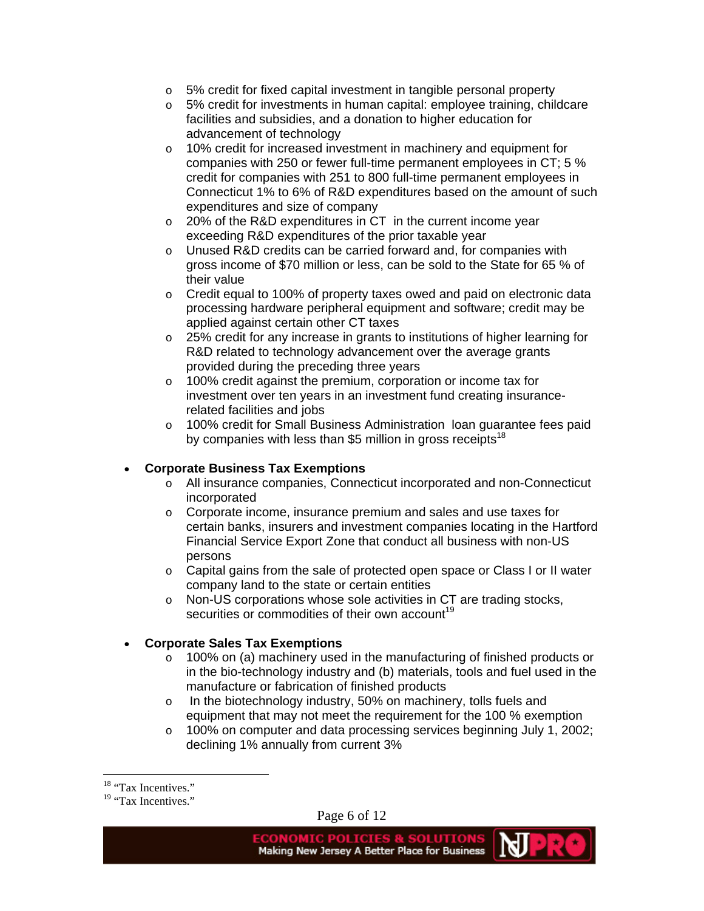- 5% credit for fixed capital investment in tangible personal property
- 5% credit for investments in human capital: employee training, childcare facilities and subsidies, and a donation to higher education for advancement of technology
- 10% credit for increased investment in machinery and equipment for companies with 250 or fewer full-time permanent employees in CT; 5 % credit for companies with 251 to 800 full-time permanent employees in Connecticut 1% to 6% of R&D expenditures based on the amount of such expenditures and size of company
- 20% of the R&D expenditures in CT in the current income year exceeding R&D expenditures of the prior taxable year
- Unused R&D credits can be carried forward and, for companies with gross income of $70 million or less, can be sold to the State for 65 % of their value
- Credit equal to 100% of property taxes owed and paid on electronic data processing hardware peripheral equipment and software; credit may be applied against certain other CT taxes
- 25% credit for any increase in grants to institutions of higher learning for R&D related to technology advancement over the average grants provided during the preceding three years
- 100% credit against the premium, corporation or income tax for investment over ten years in an investment fund creating insurance-related facilities and jobs
- 100% credit for Small Business Administration loan guarantee fees paid by companies with less than $5 million in gross receipts[18]

- **Corporate Business Tax Exemptions**
  - All insurance companies, Connecticut incorporated and non-Connecticut incorporated
  - Corporate income, insurance premium and sales and use taxes for certain banks, insurers and investment companies locating in the Hartford Financial Service Export Zone that conduct all business with non-US persons
  - Capital gains from the sale of protected open space or Class I or II water company land to the state or certain entities
  - Non-US corporations whose sole activities in CT are trading stocks, securities or commodities of their own account[19]

- **Corporate Sales Tax Exemptions**
  - 100% on (a) machinery used in the manufacturing of finished products or in the bio-technology industry and (b) materials, tools and fuel used in the manufacture or fabrication of finished products
  - In the biotechnology industry, 50% on machinery, tolls fuels and equipment that may not meet the requirement for the 100 % exemption
  - 100% on computer and data processing services beginning July 1, 2002; declining 1% annually from current 3%

---

[18] "Tax Incentives."

[19] "Tax Incentives."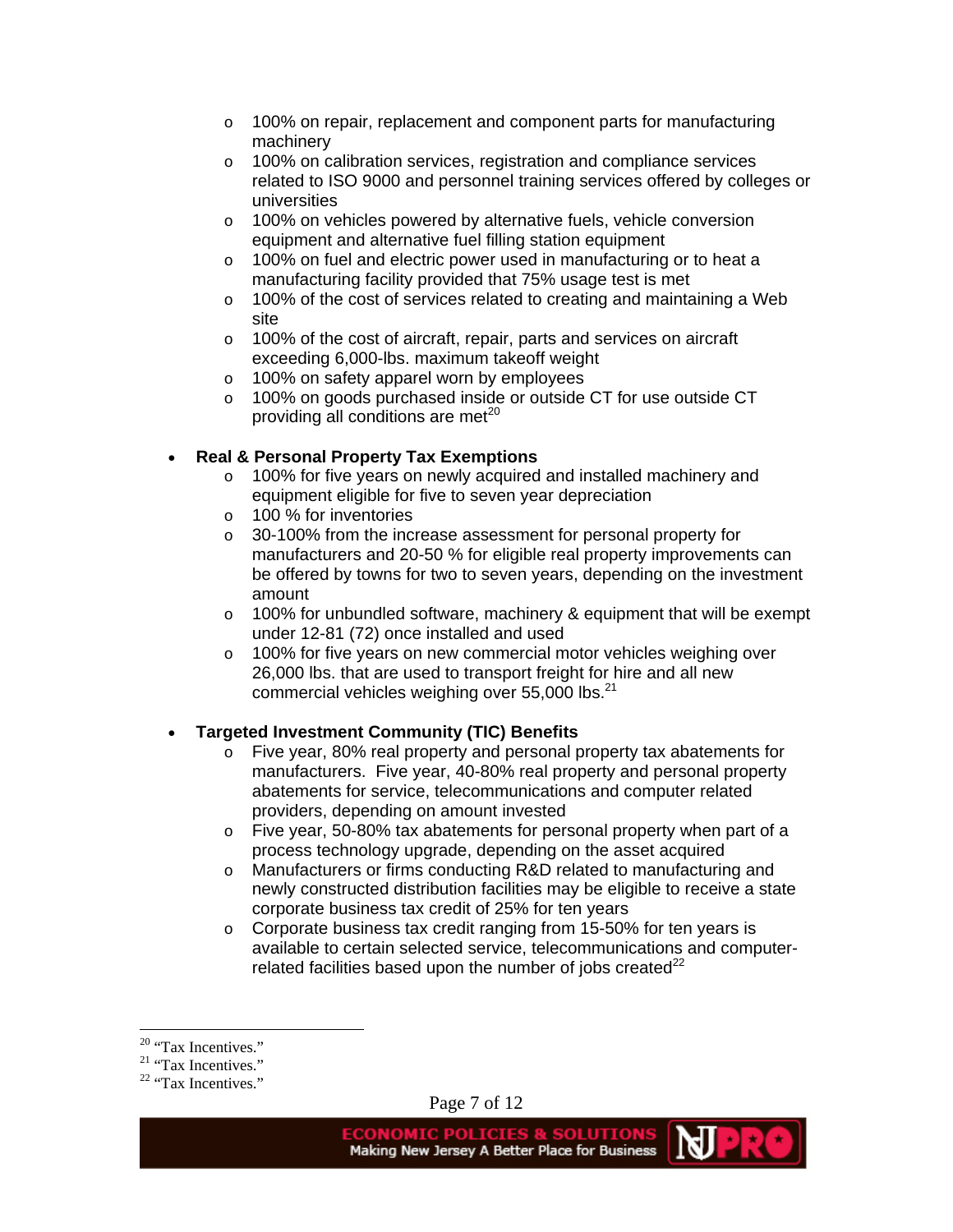- 100% on repair, replacement and component parts for manufacturing machinery
  - 100% on calibration services, registration and compliance services related to ISO 9000 and personnel training services offered by colleges or universities
  - 100% on vehicles powered by alternative fuels, vehicle conversion equipment and alternative fuel filling station equipment
  - 100% on fuel and electric power used in manufacturing or to heat a manufacturing facility provided that 75% usage test is met
  - 100% of the cost of services related to creating and maintaining a Web site
  - 100% of the cost of aircraft, repair, parts and services on aircraft exceeding 6,000-lbs. maximum takeoff weight
  - 100% on safety apparel worn by employees
  - 100% on goods purchased inside or outside CT for use outside CT providing all conditions are met[20]

- **Real & Personal Property Tax Exemptions**
  - 100% for five years on newly acquired and installed machinery and equipment eligible for five to seven year depreciation
  - 100 % for inventories
  - 30-100% from the increase assessment for personal property for manufacturers and 20-50 % for eligible real property improvements can be offered by towns for two to seven years, depending on the investment amount
  - 100% for unbundled software, machinery & equipment that will be exempt under 12-81 (72) once installed and used
  - 100% for five years on new commercial motor vehicles weighing over 26,000 lbs. that are used to transport freight for hire and all new commercial vehicles weighing over 55,000 lbs.[21]

- **Targeted Investment Community (TIC) Benefits**
  - Five year, 80% real property and personal property tax abatements for manufacturers. Five year, 40-80% real property and personal property abatements for service, telecommunications and computer related providers, depending on amount invested
  - Five year, 50-80% tax abatements for personal property when part of a process technology upgrade, depending on the asset acquired
  - Manufacturers or firms conducting R&D related to manufacturing and newly constructed distribution facilities may be eligible to receive a state corporate business tax credit of 25% for ten years
  - Corporate business tax credit ranging from 15-50% for ten years is available to certain selected service, telecommunications and computer-related facilities based upon the number of jobs created[22]

---

[20] "Tax Incentives."

[21] "Tax Incentives."

[22] "Tax Incentives."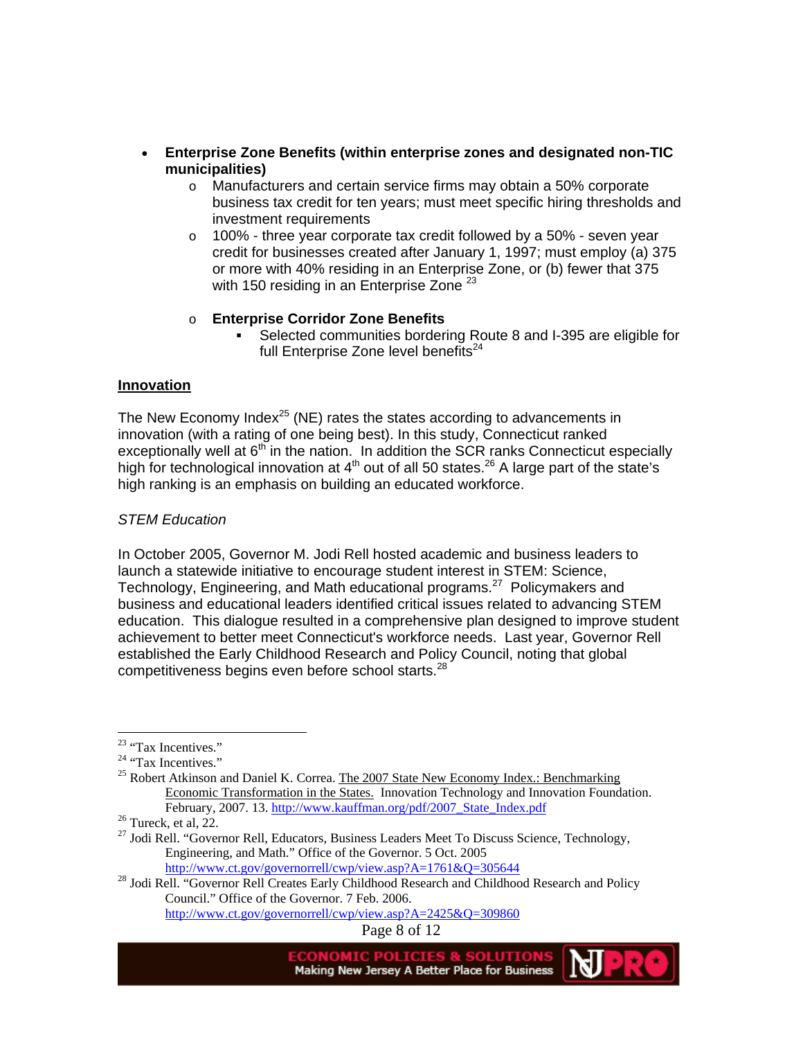- **Enterprise Zone Benefits (within enterprise zones and designated non-TIC municipalities)**
  - Manufacturers and certain service firms may obtain a 50% corporate business tax credit for ten years; must meet specific hiring thresholds and investment requirements
  - 100% - three year corporate tax credit followed by a 50% - seven year credit for businesses created after January 1, 1997; must employ (a) 375 or more with 40% residing in an Enterprise Zone, or (b) fewer that 375 with 150 residing in an Enterprise Zone [23]
  - **Enterprise Corridor Zone Benefits**
    - Selected communities bordering Route 8 and I-395 are eligible for full Enterprise Zone level benefits[24]

## Innovation

The New Economy Index[25] (NE) rates the states according to advancements in innovation (with a rating of one being best). In this study, Connecticut ranked exceptionally well at 6th in the nation. In addition the SCR ranks Connecticut especially high for technological innovation at 4th out of all 50 states.[26] A large part of the state's high ranking is an emphasis on building an educated workforce.

*STEM Education*

In October 2005, Governor M. Jodi Rell hosted academic and business leaders to launch a statewide initiative to encourage student interest in STEM: Science, Technology, Engineering, and Math educational programs.[27] Policymakers and business and educational leaders identified critical issues related to advancing STEM education. This dialogue resulted in a comprehensive plan designed to improve student achievement to better meet Connecticut's workforce needs. Last year, Governor Rell established the Early Childhood Research and Policy Council, noting that global competitiveness begins even before school starts.[28]

---

[23] "Tax Incentives."

[24] "Tax Incentives."

[25] Robert Atkinson and Daniel K. Correa. The 2007 State New Economy Index.: Benchmarking Economic Transformation in the States. Innovation Technology and Innovation Foundation. February, 2007. 13. http://www.kauffman.org/pdf/2007_State_Index.pdf

[26] Tureck, et al, 22.

[27] Jodi Rell. "Governor Rell, Educators, Business Leaders Meet To Discuss Science, Technology, Engineering, and Math." Office of the Governor. 5 Oct. 2005 http://www.ct.gov/governorrell/cwp/view.asp?A=1761&Q=305644

[28] Jodi Rell. "Governor Rell Creates Early Childhood Research and Childhood Research and Policy Council." Office of the Governor. 7 Feb. 2006. http://www.ct.gov/governorrell/cwp/view.asp?A=2425&Q=309860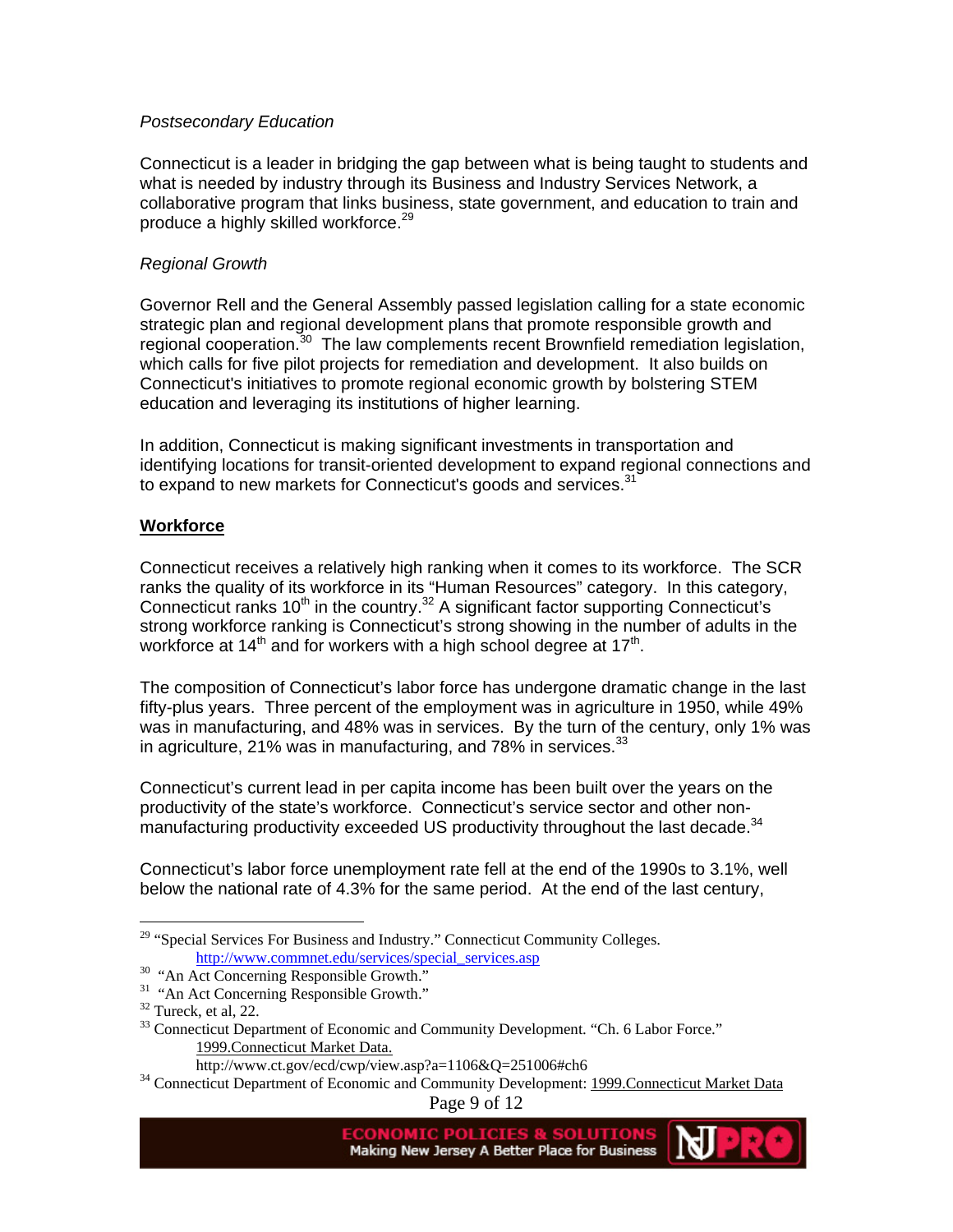*Postsecondary Education*

Connecticut is a leader in bridging the gap between what is being taught to students and what is needed by industry through its Business and Industry Services Network, a collaborative program that links business, state government, and education to train and produce a highly skilled workforce.[29]

*Regional Growth*

Governor Rell and the General Assembly passed legislation calling for a state economic strategic plan and regional development plans that promote responsible growth and regional cooperation.[30] The law complements recent Brownfield remediation legislation, which calls for five pilot projects for remediation and development. It also builds on Connecticut's initiatives to promote regional economic growth by bolstering STEM education and leveraging its institutions of higher learning.

In addition, Connecticut is making significant investments in transportation and identifying locations for transit-oriented development to expand regional connections and to expand to new markets for Connecticut's goods and services.[31]

**<u>Workforce</u>**

Connecticut receives a relatively high ranking when it comes to its workforce. The SCR ranks the quality of its workforce in its "Human Resources" category. In this category, Connecticut ranks 10th in the country.[32] A significant factor supporting Connecticut's strong workforce ranking is Connecticut's strong showing in the number of adults in the workforce at 14th and for workers with a high school degree at 17th.

The composition of Connecticut's labor force has undergone dramatic change in the last fifty-plus years. Three percent of the employment was in agriculture in 1950, while 49% was in manufacturing, and 48% was in services. By the turn of the century, only 1% was in agriculture, 21% was in manufacturing, and 78% in services.[33]

Connecticut's current lead in per capita income has been built over the years on the productivity of the state's workforce. Connecticut's service sector and other non-manufacturing productivity exceeded US productivity throughout the last decade.[34]

Connecticut's labor force unemployment rate fell at the end of the 1990s to 3.1%, well below the national rate of 4.3% for the same period. At the end of the last century,

---

[29] "Special Services For Business and Industry." Connecticut Community Colleges. http://www.commnet.edu/services/special_services.asp

[30] "An Act Concerning Responsible Growth."

[31] "An Act Concerning Responsible Growth."

[32] Tureck, et al, 22.

[33] Connecticut Department of Economic and Community Development. "Ch. 6 Labor Force." <u>1999.Connecticut Market Data.</u> http://www.ct.gov/ecd/cwp/view.asp?a=1106&Q=251006#ch6

[34] Connecticut Department of Economic and Community Development: <u>1999.Connecticut Market Data</u>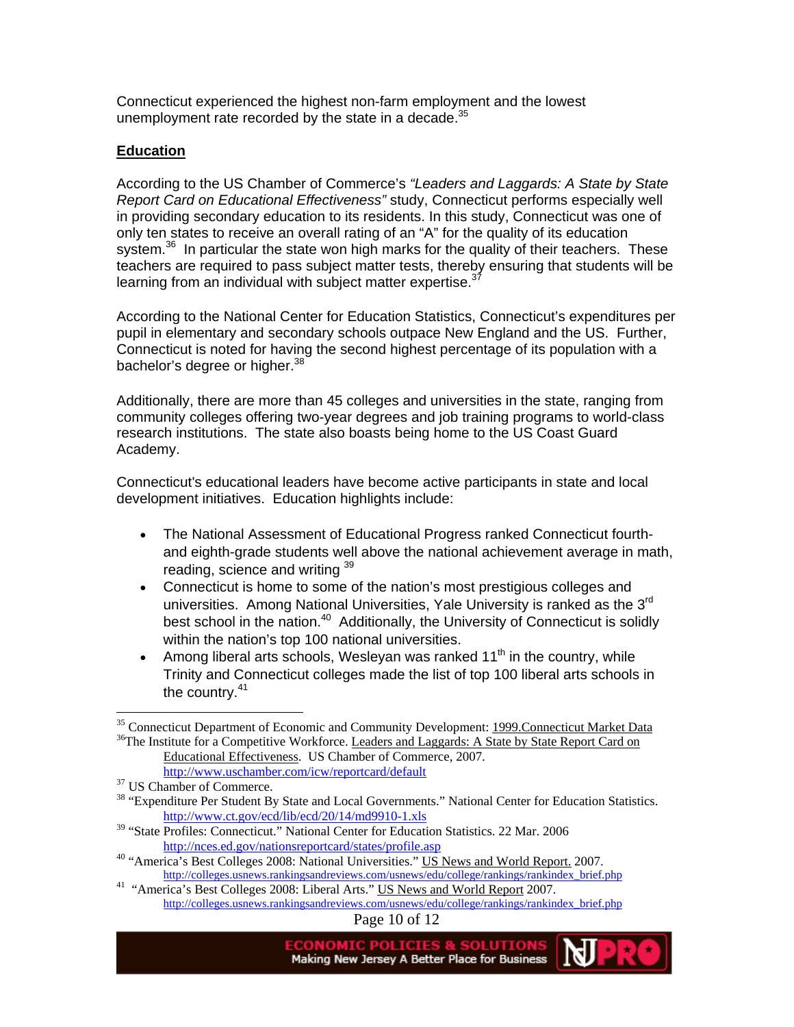Connecticut experienced the highest non-farm employment and the lowest unemployment rate recorded by the state in a decade.[35]

## Education

According to the US Chamber of Commerce's *"Leaders and Laggards: A State by State Report Card on Educational Effectiveness"* study, Connecticut performs especially well in providing secondary education to its residents. In this study, Connecticut was one of only ten states to receive an overall rating of an "A" for the quality of its education system.[36] In particular the state won high marks for the quality of their teachers. These teachers are required to pass subject matter tests, thereby ensuring that students will be learning from an individual with subject matter expertise.[37]

According to the National Center for Education Statistics, Connecticut's expenditures per pupil in elementary and secondary schools outpace New England and the US. Further, Connecticut is noted for having the second highest percentage of its population with a bachelor's degree or higher.[38]

Additionally, there are more than 45 colleges and universities in the state, ranging from community colleges offering two-year degrees and job training programs to world-class research institutions. The state also boasts being home to the US Coast Guard Academy.

Connecticut's educational leaders have become active participants in state and local development initiatives. Education highlights include:

- The National Assessment of Educational Progress ranked Connecticut fourth- and eighth-grade students well above the national achievement average in math, reading, science and writing [39]
- Connecticut is home to some of the nation's most prestigious colleges and universities. Among National Universities, Yale University is ranked as the 3rd best school in the nation.[40] Additionally, the University of Connecticut is solidly within the nation's top 100 national universities.
- Among liberal arts schools, Wesleyan was ranked 11th in the country, while Trinity and Connecticut colleges made the list of top 100 liberal arts schools in the country.[41]

---

[35] Connecticut Department of Economic and Community Development: 1999.Connecticut Market Data

[36] The Institute for a Competitive Workforce. Leaders and Laggards: A State by State Report Card on Educational Effectiveness. US Chamber of Commerce, 2007. http://www.uschamber.com/icw/reportcard/default

[37] US Chamber of Commerce.

[38] "Expenditure Per Student By State and Local Governments." National Center for Education Statistics. http://www.ct.gov/ecd/lib/ecd/20/14/md9910-1.xls

[39] "State Profiles: Connecticut." National Center for Education Statistics. 22 Mar. 2006 http://nces.ed.gov/nationsreportcard/states/profile.asp

[40] "America's Best Colleges 2008: National Universities." US News and World Report. 2007. http://colleges.usnews.rankingsandreviews.com/usnews/edu/college/rankings/rankindex_brief.php

[41] "America's Best Colleges 2008: Liberal Arts." US News and World Report 2007. http://colleges.usnews.rankingsandreviews.com/usnews/edu/college/rankings/rankindex_brief.php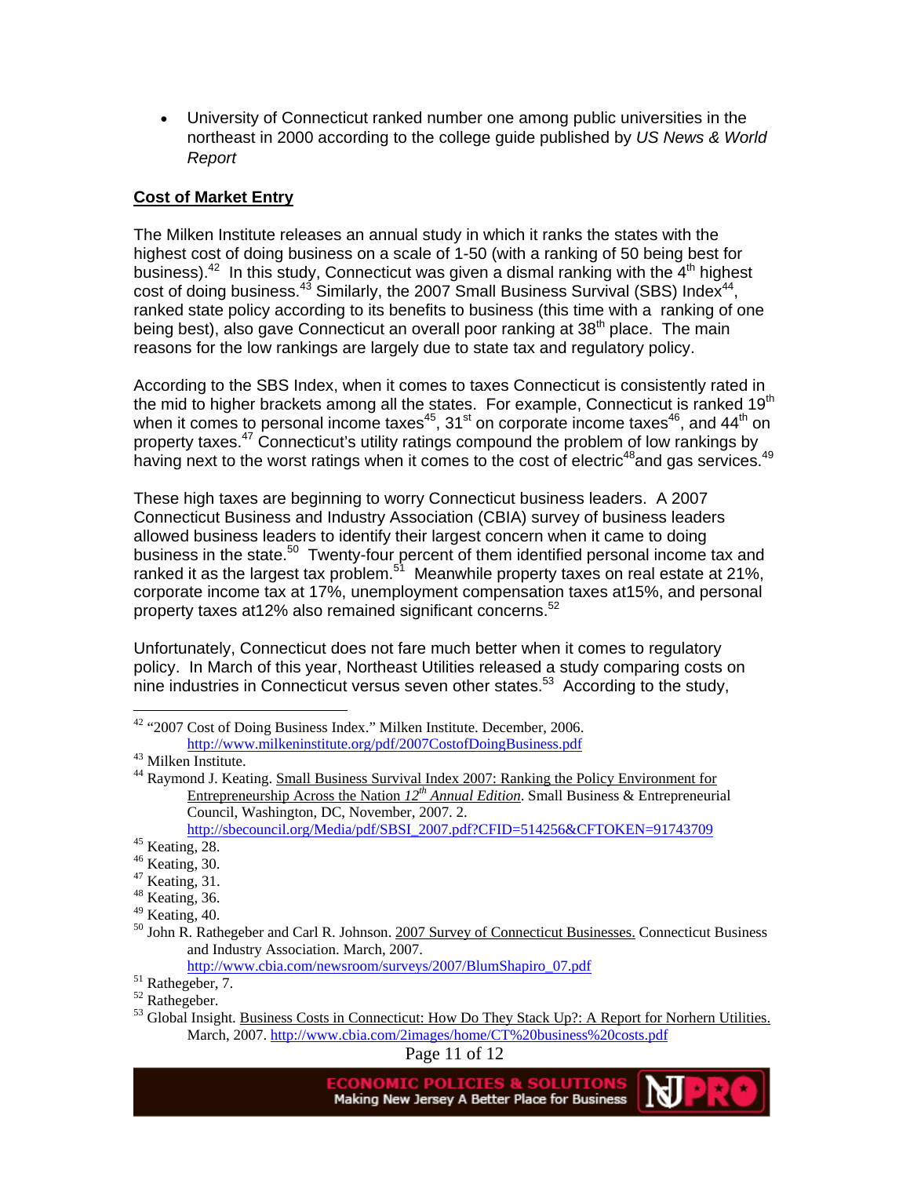- University of Connecticut ranked number one among public universities in the northeast in 2000 according to the college guide published by *US News & World Report*

**Cost of Market Entry**

The Milken Institute releases an annual study in which it ranks the states with the highest cost of doing business on a scale of 1-50 (with a ranking of 50 being best for business).[42] In this study, Connecticut was given a dismal ranking with the 4th highest cost of doing business.[43] Similarly, the 2007 Small Business Survival (SBS) Index[44], ranked state policy according to its benefits to business (this time with a ranking of one being best), also gave Connecticut an overall poor ranking at 38th place. The main reasons for the low rankings are largely due to state tax and regulatory policy.

According to the SBS Index, when it comes to taxes Connecticut is consistently rated in the mid to higher brackets among all the states. For example, Connecticut is ranked 19th when it comes to personal income taxes[45], 31st on corporate income taxes[46], and 44th on property taxes.[47] Connecticut's utility ratings compound the problem of low rankings by having next to the worst ratings when it comes to the cost of electric[48] and gas services.[49]

These high taxes are beginning to worry Connecticut business leaders. A 2007 Connecticut Business and Industry Association (CBIA) survey of business leaders allowed business leaders to identify their largest concern when it came to doing business in the state.[50] Twenty-four percent of them identified personal income tax and ranked it as the largest tax problem.[51] Meanwhile property taxes on real estate at 21%, corporate income tax at 17%, unemployment compensation taxes at15%, and personal property taxes at12% also remained significant concerns.[52]

Unfortunately, Connecticut does not fare much better when it comes to regulatory policy. In March of this year, Northeast Utilities released a study comparing costs on nine industries in Connecticut versus seven other states.[53] According to the study,

---

[42] "2007 Cost of Doing Business Index." Milken Institute. December, 2006. http://www.milkeninstitute.org/pdf/2007CostofDoingBusiness.pdf

[43] Milken Institute.

[44] Raymond J. Keating. Small Business Survival Index 2007: Ranking the Policy Environment for Entrepreneurship Across the Nation *12th Annual Edition*. Small Business & Entrepreneurial Council, Washington, DC, November, 2007. 2. http://sbecouncil.org/Media/pdf/SBSI_2007.pdf?CFID=514256&CFTOKEN=91743709

[45] Keating, 28.

[46] Keating, 30.

[47] Keating, 31.

[48] Keating, 36.

[49] Keating, 40.

[50] John R. Rathegeber and Carl R. Johnson. 2007 Survey of Connecticut Businesses. Connecticut Business and Industry Association. March, 2007. http://www.cbia.com/newsroom/surveys/2007/BlumShapiro_07.pdf

[51] Rathegeber, 7.

[52] Rathegeber.

[53] Global Insight. Business Costs in Connecticut: How Do They Stack Up?: A Report for Norhern Utilities. March, 2007. http://www.cbia.com/2images/home/CT%20business%20costs.pdf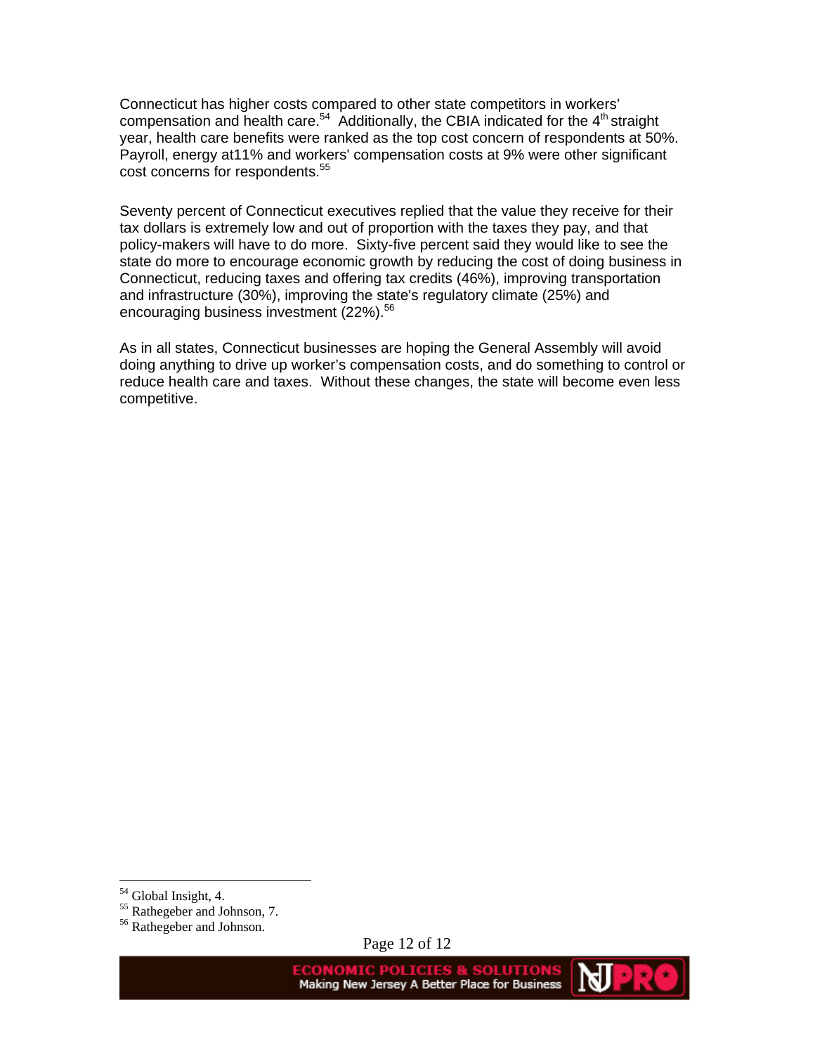Connecticut has higher costs compared to other state competitors in workers' compensation and health care.[54] Additionally, the CBIA indicated for the 4th straight year, health care benefits were ranked as the top cost concern of respondents at 50%. Payroll, energy at11% and workers' compensation costs at 9% were other significant cost concerns for respondents.[55]

Seventy percent of Connecticut executives replied that the value they receive for their tax dollars is extremely low and out of proportion with the taxes they pay, and that policy-makers will have to do more. Sixty-five percent said they would like to see the state do more to encourage economic growth by reducing the cost of doing business in Connecticut, reducing taxes and offering tax credits (46%), improving transportation and infrastructure (30%), improving the state's regulatory climate (25%) and encouraging business investment (22%).[56]

As in all states, Connecticut businesses are hoping the General Assembly will avoid doing anything to drive up worker's compensation costs, and do something to control or reduce health care and taxes. Without these changes, the state will become even less competitive.

---

[54] Global Insight, 4.

[55] Rathegeber and Johnson, 7.

[56] Rathegeber and Johnson.